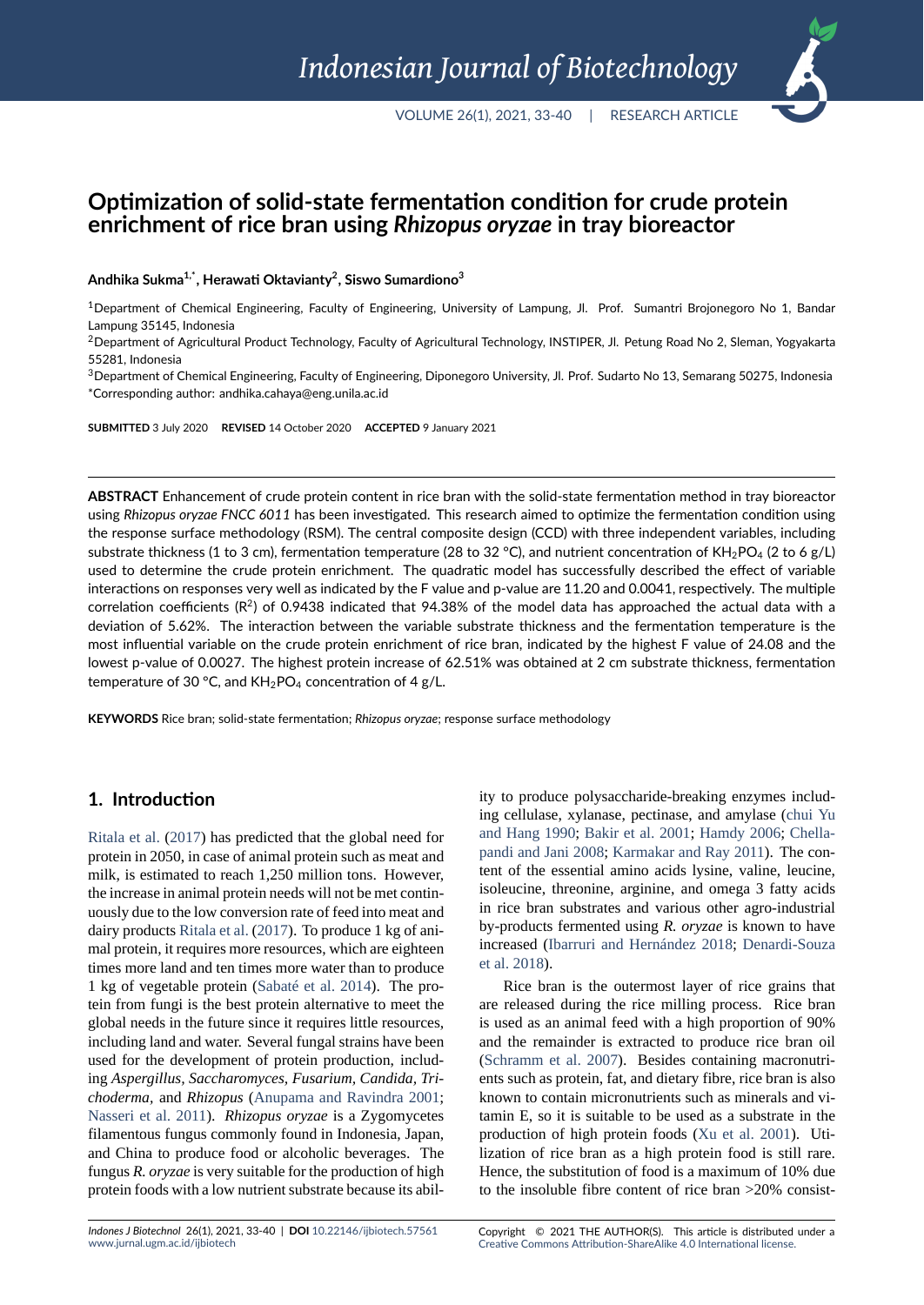# Optimization of solid-state fermentation condition for crude protein enrichment of rice bran using *Rhizopus oryzae* in tray bioreactor

**Andhika Sukma[1,*], Herawati Oktavianty[2], Siswo Sumardiono[3]**

[1]Department of Chemical Engineering, Faculty of Engineering, University of Lampung, Jl. Prof. Sumantri Brojonegoro No 1, Bandar Lampung 35145, Indonesia

[2]Department of Agricultural Product Technology, Faculty of Agricultural Technology, INSTIPER, Jl. Petung Road No 2, Sleman, Yogyakarta 55281, Indonesia

[3]Department of Chemical Engineering, Faculty of Engineering, Diponegoro University, Jl. Prof. Sudarto No 13, Semarang 50275, Indonesia

*Corresponding author: andhika.cahaya@eng.unila.ac.id

**SUBMITTED** 3 July 2020 **REVISED** 14 October 2020 **ACCEPTED** 9 January 2021

**ABSTRACT** Enhancement of crude protein content in rice bran with the solid-state fermentation method in tray bioreactor using *Rhizopus oryzae FNCC 6011* has been investigated. This research aimed to optimize the fermentation condition using the response surface methodology (RSM). The central composite design (CCD) with three independent variables, including substrate thickness (1 to 3 cm), fermentation temperature (28 to 32 °C), and nutrient concentration of $KH_2PO_4$ (2 to 6 g/L) used to determine the crude protein enrichment. The quadratic model has successfully described the effect of variable interactions on responses very well as indicated by the F value and p-value are 11.20 and 0.0041, respectively. The multiple correlation coefficients ($R^2$) of 0.9438 indicated that 94.38% of the model data has approached the actual data with a deviation of 5.62%. The interaction between the variable substrate thickness and the fermentation temperature is the most influential variable on the crude protein enrichment of rice bran, indicated by the highest F value of 24.08 and the lowest p-value of 0.0027. The highest protein increase of 62.51% was obtained at 2 cm substrate thickness, fermentation temperature of 30 °C, and $KH_2PO_4$ concentration of 4 g/L.

**KEYWORDS** Rice bran; solid-state fermentation; *Rhizopus oryzae*; response surface methodology

## 1. Introduction

Ritala et al. (2017) has predicted that the global need for protein in 2050, in case of animal protein such as meat and milk, is estimated to reach 1,250 million tons. However, the increase in animal protein needs will not be met continuously due to the low conversion rate of feed into meat and dairy products Ritala et al. (2017). To produce 1 kg of animal protein, it requires more resources, which are eighteen times more land and ten times more water than to produce 1 kg of vegetable protein (Sabaté et al. 2014). The protein from fungi is the best protein alternative to meet the global needs in the future since it requires little resources, including land and water. Several fungal strains have been used for the development of protein production, including *Aspergillus*, *Saccharomyces*, *Fusarium*, *Candida*, *Trichoderma*, and *Rhizopus* (Anupama and Ravindra 2001; Nasseri et al. 2011). *Rhizopus oryzae* is a Zygomycetes filamentous fungus commonly found in Indonesia, Japan, and China to produce food or alcoholic beverages. The fungus *R. oryzae* is very suitable for the production of high protein foods with a low nutrient substrate because its ability to produce polysaccharide-breaking enzymes including cellulase, xylanase, pectinase, and amylase (chui Yu and Hang 1990; Bakir et al. 2001; Hamdy 2006; Chellapandi and Jani 2008; Karmakar and Ray 2011). The content of the essential amino acids lysine, valine, leucine, isoleucine, threonine, arginine, and omega 3 fatty acids in rice bran substrates and various other agro-industrial by-products fermented using *R. oryzae* is known to have increased (Ibarruri and Hernández 2018; Denardi-Souza et al. 2018).

Rice bran is the outermost layer of rice grains that are released during the rice milling process. Rice bran is used as an animal feed with a high proportion of 90% and the remainder is extracted to produce rice bran oil (Schramm et al. 2007). Besides containing macronutrients such as protein, fat, and dietary fibre, rice bran is also known to contain micronutrients such as minerals and vitamin E, so it is suitable to be used as a substrate in the production of high protein foods (Xu et al. 2001). Utilization of rice bran as a high protein food is still rare. Hence, the substitution of food is a maximum of 10% due to the insoluble fibre content of rice bran >20% consist-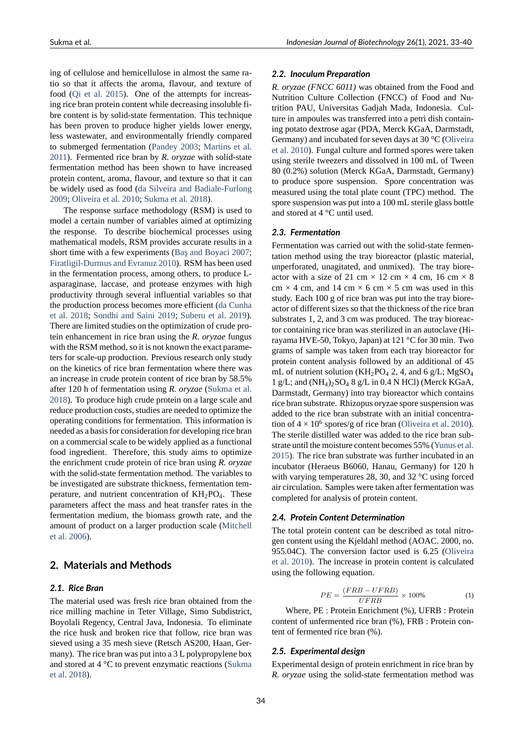ing of cellulose and hemicellulose in almost the same ratio so that it affects the aroma, flavour, and texture of food (Qi et al. 2015). One of the attempts for increasing rice bran protein content while decreasing insoluble fibre content is by solid-state fermentation. This technique has been proven to produce higher yields lower energy, less wastewater, and environmentally friendly compared to submerged fermentation (Pandey 2003; Martins et al. 2011). Fermented rice bran by *R. oryzae* with solid-state fermentation method has been shown to have increased protein content, aroma, flavour, and texture so that it can be widely used as food (da Silveira and Badiale-Furlong 2009; Oliveira et al. 2010; Sukma et al. 2018).

The response surface methodology (RSM) is used to model a certain number of variables aimed at optimizing the response. To describe biochemical processes using mathematical models, RSM provides accurate results in a short time with a few experiments (Baş and Boyaci 2007; Firatligil-Durmus and Evranuz 2010). RSM has been used in the fermentation process, among others, to produce L-asparaginase, laccase, and protease enzymes with high productivity through several influential variables so that the production process becomes more efficient (da Cunha et al. 2018; Sondhi and Saini 2019; Suberu et al. 2019). There are limited studies on the optimization of crude protein enhancement in rice bran using the *R. oryzae* fungus with the RSM method, so it is not known the exact parameters for scale-up production. Previous research only study on the kinetics of rice bran fermentation where there was an increase in crude protein content of rice bran by 58.5% after 120 h of fermentation using *R. oryzae* (Sukma et al. 2018). To produce high crude protein on a large scale and reduce production costs, studies are needed to optimize the operating conditions for fermentation. This information is needed as a basis for consideration for developing rice bran on a commercial scale to be widely applied as a functional food ingredient. Therefore, this study aims to optimize the enrichment crude protein of rice bran using *R. oryzae* with the solid-state fermentation method. The variables to be investigated are substrate thickness, fermentation temperature, and nutrient concentration of $KH_2PO_4$. These parameters affect the mass and heat transfer rates in the fermentation medium, the biomass growth rate, and the amount of product on a larger production scale (Mitchell et al. 2006).

## 2. Materials and Methods

### 2.1. Rice Bran

The material used was fresh rice bran obtained from the rice milling machine in Teter Village, Simo Subdistrict, Boyolali Regency, Central Java, Indonesia. To eliminate the rice husk and broken rice that follow, rice bran was sieved using a 35 mesh sieve (Retsch AS200, Haan, Germany). The rice bran was put into a 3 L polypropylene box and stored at 4 °C to prevent enzymatic reactions (Sukma et al. 2018).

### 2.2. Inoculum Preparation

*R. oryzae (FNCC 6011)* was obtained from the Food and Nutrition Culture Collection (FNCC) of Food and Nutrition PAU, Universitas Gadjah Mada, Indonesia. Culture in ampoules was transferred into a petri dish containing potato dextrose agar (PDA, Merck KGaA, Darmstadt, Germany) and incubated for seven days at 30 °C (Oliveira et al. 2010). Fungal culture and formed spores were taken using sterile tweezers and dissolved in 100 mL of Tween 80 (0.2%) solution (Merck KGaA, Darmstadt, Germany) to produce spore suspension. Spore concentration was measured using the total plate count (TPC) method. The spore suspension was put into a 100 mL sterile glass bottle and stored at 4 °C until used.

### 2.3. Fermentation

Fermentation was carried out with the solid-state fermentation method using the tray bioreactor (plastic material, unperforated, unagitated, and unmixed). The tray bioreactor with a size of 21 cm × 12 cm × 4 cm, 16 cm × 8 cm × 4 cm, and 14 cm × 6 cm × 5 cm was used in this study. Each 100 g of rice bran was put into the tray bioreactor of different sizes so that the thickness of the rice bran substrates 1, 2, and 3 cm was produced. The tray bioreactor containing rice bran was sterilized in an autoclave (Hirayama HVE-50, Tokyo, Japan) at 121 °C for 30 min. Two grams of sample was taken from each tray bioreactor for protein content analysis followed by an additional of 45 mL of nutrient solution ($KH_2PO_4$ 2, 4, and 6 g/L; $MgSO_4$ 1 g/L; and $(NH_4)_2SO_4$ 8 g/L in 0.4 N HCl) (Merck KGaA, Darmstadt, Germany) into tray bioreactor which contains rice bran substrate. Rhizopus oryzae spore suspension was added to the rice bran substrate with an initial concentration of $4 \times 10^6$ spores/g of rice bran (Oliveira et al. 2010). The sterile distilled water was added to the rice bran substrate until the moisture content becomes 55% (Yunus et al. 2015). The rice bran substrate was further incubated in an incubator (Heraeus B6060, Hanau, Germany) for 120 h with varying temperatures 28, 30, and 32 °C using forced air circulation. Samples were taken after fermentation was completed for analysis of protein content.

### 2.4. Protein Content Determination

The total protein content can be described as total nitrogen content using the Kjeldahl method (AOAC. 2000, no. 955.04C). The conversion factor used is 6.25 (Oliveira et al. 2010). The increase in protein content is calculated using the following equation.

$$PE = \frac{(FRB - UFRB)}{UFRB} \times 100\% \quad (1)$$

Where, PE : Protein Enrichment (%), UFRB : Protein content of unfermented rice bran (%), FRB : Protein content of fermented rice bran (%).

### 2.5. Experimental design

Experimental design of protein enrichment in rice bran by *R. oryzae* using the solid-state fermentation method was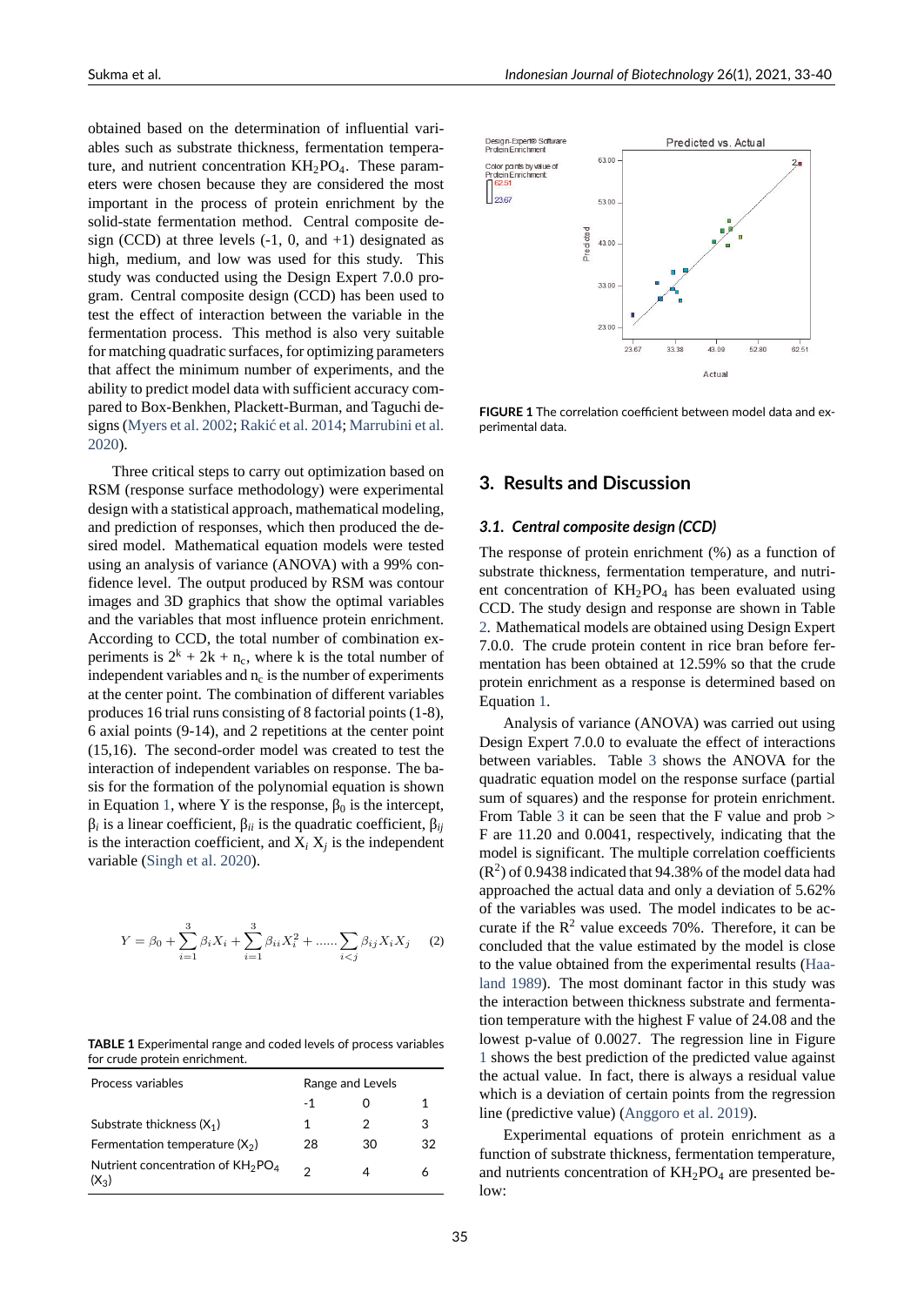obtained based on the determination of influential variables such as substrate thickness, fermentation temperature, and nutrient concentration $KH_2PO_4$. These parameters were chosen because they are considered the most important in the process of protein enrichment by the solid-state fermentation method. Central composite design (CCD) at three levels (-1, 0, and +1) designated as high, medium, and low was used for this study. This study was conducted using the Design Expert 7.0.0 program. Central composite design (CCD) has been used to test the effect of interaction between the variable in the fermentation process. This method is also very suitable for matching quadratic surfaces, for optimizing parameters that affect the minimum number of experiments, and the ability to predict model data with sufficient accuracy compared to Box-Benkhen, Plackett-Burman, and Taguchi designs (Myers et al. 2002; Rakić et al. 2014; Marrubini et al. 2020).

Three critical steps to carry out optimization based on RSM (response surface methodology) were experimental design with a statistical approach, mathematical modeling, and prediction of responses, which then produced the desired model. Mathematical equation models were tested using an analysis of variance (ANOVA) with a 99% confidence level. The output produced by RSM was contour images and 3D graphics that show the optimal variables and the variables that most influence protein enrichment. According to CCD, the total number of combination experiments is $2^k + 2k + n_c$, where k is the total number of independent variables and $n_c$ is the number of experiments at the center point. The combination of different variables produces 16 trial runs consisting of 8 factorial points (1-8), 6 axial points (9-14), and 2 repetitions at the center point (15,16). The second-order model was created to test the interaction of independent variables on response. The basis for the formation of the polynomial equation is shown in Equation 1, where Y is the response, $\beta_0$ is the intercept, $\beta_i$ is a linear coefficient, $\beta_{ii}$ is the quadratic coefficient, $\beta_{ij}$ is the interaction coefficient, and $X_i$ $X_j$ is the independent variable (Singh et al. 2020).

$$Y = \beta_0 + \sum_{i=1}^{3} \beta_i X_i + \sum_{i=1}^{3} \beta_{ii} X_i^2 + ...... \sum_{i<j} \beta_{ij} X_i X_j \qquad (2)$$

**TABLE 1** Experimental range and coded levels of process variables for crude protein enrichment.

| Process variables | Range and Levels | | |
|---|---|---|---|
| | -1 | 0 | 1 |
| Substrate thickness ($X_1$) | 1 | 2 | 3 |
| Fermentation temperature ($X_2$) | 28 | 30 | 32 |
| Nutrient concentration of $KH_2PO_4$ ($X_3$) | 2 | 4 | 6 |

**FIGURE 1** The correlation coefficient between model data and experimental data.

## 3. Results and Discussion

### 3.1. Central composite design (CCD)

The response of protein enrichment (%) as a function of substrate thickness, fermentation temperature, and nutrient concentration of $KH_2PO_4$ has been evaluated using CCD. The study design and response are shown in Table 2. Mathematical models are obtained using Design Expert 7.0.0. The crude protein content in rice bran before fermentation has been obtained at 12.59% so that the crude protein enrichment as a response is determined based on Equation 1.

Analysis of variance (ANOVA) was carried out using Design Expert 7.0.0 to evaluate the effect of interactions between variables. Table 3 shows the ANOVA for the quadratic equation model on the response surface (partial sum of squares) and the response for protein enrichment. From Table 3 it can be seen that the F value and prob > F are 11.20 and 0.0041, respectively, indicating that the model is significant. The multiple correlation coefficients ($R^2$) of 0.9438 indicated that 94.38% of the model data had approached the actual data and only a deviation of 5.62% of the variables was used. The model indicates to be accurate if the $R^2$ value exceeds 70%. Therefore, it can be concluded that the value estimated by the model is close to the value obtained from the experimental results (Haaland 1989). The most dominant factor in this study was the interaction between thickness substrate and fermentation temperature with the highest F value of 24.08 and the lowest p-value of 0.0027. The regression line in Figure 1 shows the best prediction of the predicted value against the actual value. In fact, there is always a residual value which is a deviation of certain points from the regression line (predictive value) (Anggoro et al. 2019).

Experimental equations of protein enrichment as a function of substrate thickness, fermentation temperature, and nutrients concentration of $KH_2PO_4$ are presented below: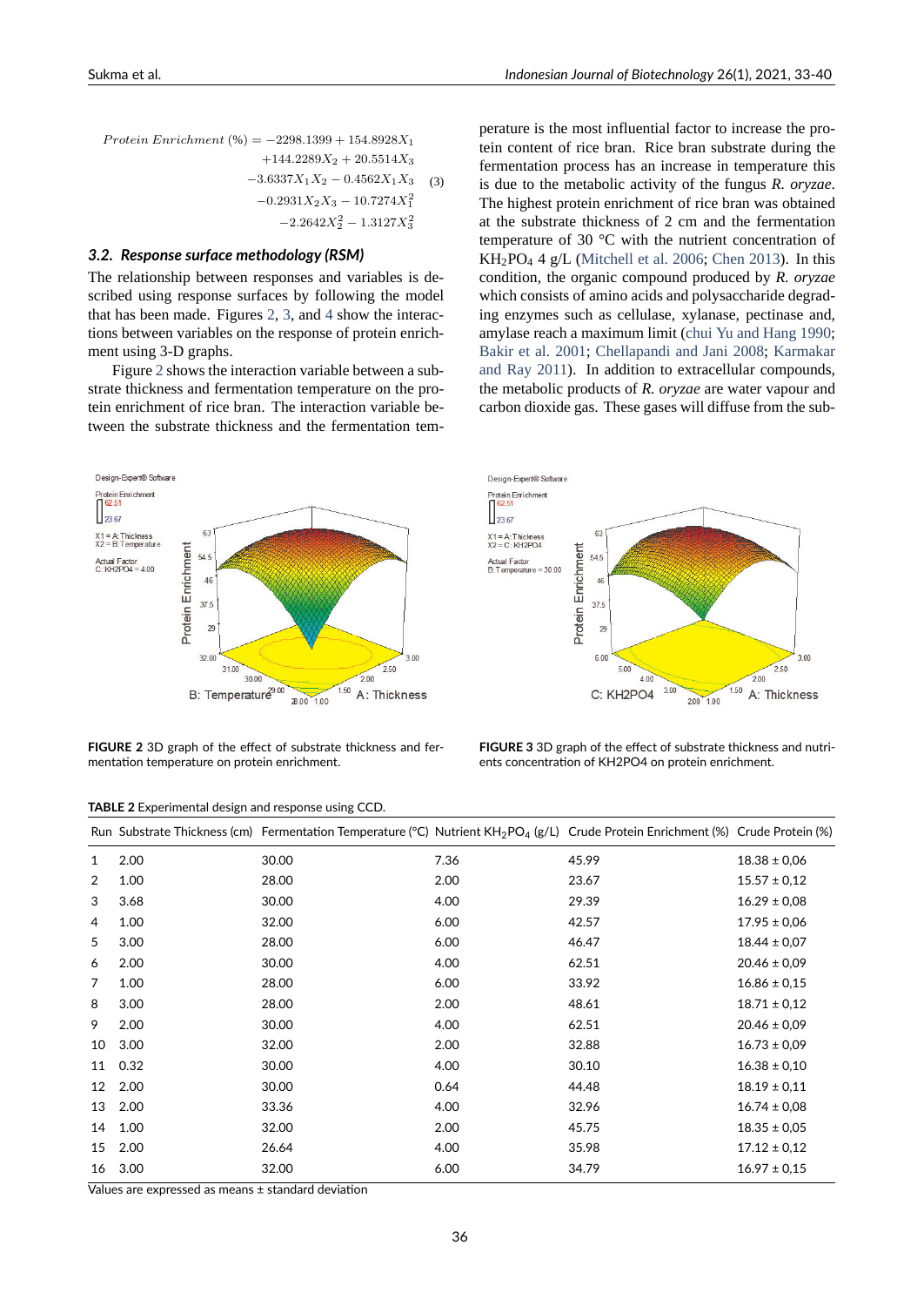$$Protein\ Enrichment\ (\%) = -2298.1399 + 154.8928X_1 + 144.2289X_2 + 20.5514X_3 - 3.6337X_1X_2 - 0.4562X_1X_3 - 0.2931X_2X_3 - 10.7274X_1^2 - 2.2642X_2^2 - 1.3127X_3^2 \quad (3)$$

### 3.2. Response surface methodology (RSM)

The relationship between responses and variables is described using response surfaces by following the model that has been made. Figures 2, 3, and 4 show the interactions between variables on the response of protein enrichment using 3-D graphs.

Figure 2 shows the interaction variable between a substrate thickness and fermentation temperature on the protein enrichment of rice bran. The interaction variable between the substrate thickness and the fermentation temperature is the most influential factor to increase the protein content of rice bran. Rice bran substrate during the fermentation process has an increase in temperature this is due to the metabolic activity of the fungus *R. oryzae*. The highest protein enrichment of rice bran was obtained at the substrate thickness of 2 cm and the fermentation temperature of 30 °C with the nutrient concentration of $KH_2PO_4$ 4 g/L (Mitchell et al. 2006; Chen 2013). In this condition, the organic compound produced by *R. oryzae* which consists of amino acids and polysaccharide degrading enzymes such as cellulase, xylanase, pectinase and, amylase reach a maximum limit (chui Yu and Hang 1990; Bakir et al. 2001; Chellapandi and Jani 2008; Karmakar and Ray 2011). In addition to extracellular compounds, the metabolic products of *R. oryzae* are water vapour and carbon dioxide gas. These gases will diffuse from the sub-

**FIGURE 2** 3D graph of the effect of substrate thickness and fermentation temperature on protein enrichment.

**FIGURE 3** 3D graph of the effect of substrate thickness and nutrients concentration of KH2PO4 on protein enrichment.

**TABLE 2** Experimental design and response using CCD.

| Run | Substrate Thickness (cm) | Fermentation Temperature (°C) | Nutrient $KH_2PO_4$ (g/L) | Crude Protein Enrichment (%) | Crude Protein (%) |
|---|---|---|---|---|---|
| 1 | 2.00 | 30.00 | 7.36 | 45.99 | 18.38 ± 0,06 |
| 2 | 1.00 | 28.00 | 2.00 | 23.67 | 15.57 ± 0,12 |
| 3 | 3.68 | 30.00 | 4.00 | 29.39 | 16.29 ± 0,08 |
| 4 | 1.00 | 32.00 | 6.00 | 42.57 | 17.95 ± 0,06 |
| 5 | 3.00 | 28.00 | 6.00 | 46.47 | 18.44 ± 0,07 |
| 6 | 2.00 | 30.00 | 4.00 | 62.51 | 20.46 ± 0,09 |
| 7 | 1.00 | 28.00 | 6.00 | 33.92 | 16.86 ± 0,15 |
| 8 | 3.00 | 28.00 | 2.00 | 48.61 | 18.71 ± 0,12 |
| 9 | 2.00 | 30.00 | 4.00 | 62.51 | 20.46 ± 0,09 |
| 10 | 3.00 | 32.00 | 2.00 | 32.88 | 16.73 ± 0,09 |
| 11 | 0.32 | 30.00 | 4.00 | 30.10 | 16.38 ± 0,10 |
| 12 | 2.00 | 30.00 | 0.64 | 44.48 | 18.19 ± 0,11 |
| 13 | 2.00 | 33.36 | 4.00 | 32.96 | 16.74 ± 0,08 |
| 14 | 1.00 | 32.00 | 2.00 | 45.75 | 18.35 ± 0,05 |
| 15 | 2.00 | 26.64 | 4.00 | 35.98 | 17.12 ± 0,12 |
| 16 | 3.00 | 32.00 | 6.00 | 34.79 | 16.97 ± 0,15 |

Values are expressed as means ± standard deviation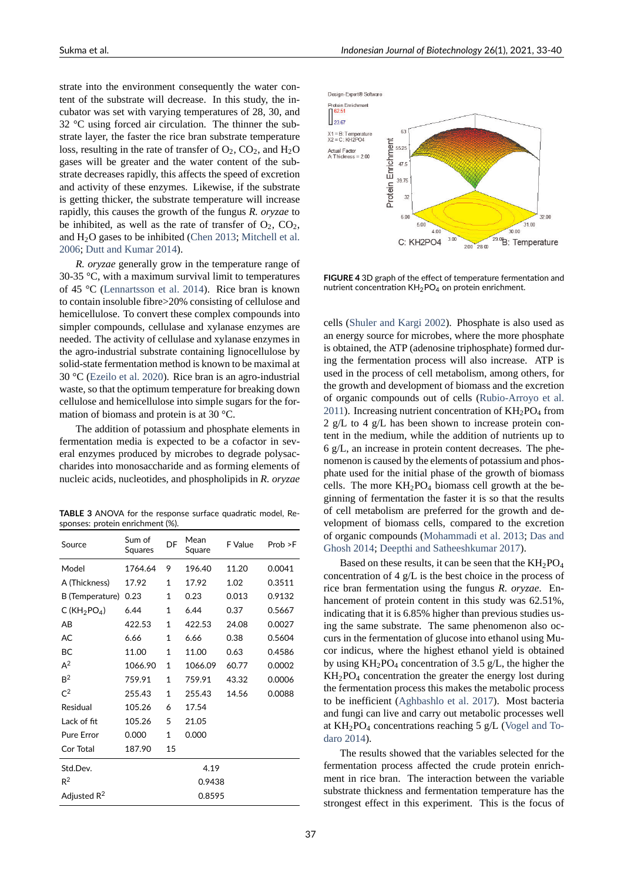strate into the environment consequently the water content of the substrate will decrease. In this study, the incubator was set with varying temperatures of 28, 30, and 32 °C using forced air circulation. The thinner the substrate layer, the faster the rice bran substrate temperature loss, resulting in the rate of transfer of $O_2$, $CO_2$, and $H_2O$ gases will be greater and the water content of the substrate decreases rapidly, this affects the speed of excretion and activity of these enzymes. Likewise, if the substrate is getting thicker, the substrate temperature will increase rapidly, this causes the growth of the fungus *R. oryzae* to be inhibited, as well as the rate of transfer of $O_2$, $CO_2$, and $H_2O$ gases to be inhibited (Chen 2013; Mitchell et al. 2006; Dutt and Kumar 2014).

*R. oryzae* generally grow in the temperature range of 30-35 °C, with a maximum survival limit to temperatures of 45 °C (Lennartsson et al. 2014). Rice bran is known to contain insoluble fibre>20% consisting of cellulose and hemicellulose. To convert these complex compounds into simpler compounds, cellulase and xylanase enzymes are needed. The activity of cellulase and xylanase enzymes in the agro-industrial substrate containing lignocellulose by solid-state fermentation method is known to be maximal at 30 °C (Ezeilo et al. 2020). Rice bran is an agro-industrial waste, so that the optimum temperature for breaking down cellulose and hemicellulose into simple sugars for the formation of biomass and protein is at 30 °C.

The addition of potassium and phosphate elements in fermentation media is expected to be a cofactor in several enzymes produced by microbes to degrade polysaccharides into monosaccharide and as forming elements of nucleic acids, nucleotides, and phospholipids in *R. oryzae*

**TABLE 3** ANOVA for the response surface quadratic model, Responses: protein enrichment (%).

| Source | Sum of Squares | DF | Mean Square | F Value | Prob >F |
|---|---|---|---|---|---|
| Model | 1764.64 | 9 | 196.40 | 11.20 | 0.0041 |
| A (Thickness) | 17.92 | 1 | 17.92 | 1.02 | 0.3511 |
| B (Temperature) | 0.23 | 1 | 0.23 | 0.013 | 0.9132 |
| C ($KH_2PO_4$) | 6.44 | 1 | 6.44 | 0.37 | 0.5667 |
| AB | 422.53 | 1 | 422.53 | 24.08 | 0.0027 |
| AC | 6.66 | 1 | 6.66 | 0.38 | 0.5604 |
| BC | 11.00 | 1 | 11.00 | 0.63 | 0.4586 |
| $A^2$ | 1066.90 | 1 | 1066.09 | 60.77 | 0.0002 |
| $B^2$ | 759.91 | 1 | 759.91 | 43.32 | 0.0006 |
| $C^2$ | 255.43 | 1 | 255.43 | 14.56 | 0.0088 |
| Residual | 105.26 | 6 | 17.54 | | |
| Lack of fit | 105.26 | 5 | 21.05 | | |
| Pure Error | 0.000 | 1 | 0.000 | | |
| Cor Total | 187.90 | 15 | | | |
| Std.Dev. | | | 4.19 | | |
| $R^2$ | | | 0.9438 | | |
| Adjusted $R^2$ | | | 0.8595 | | |

**FIGURE 4** 3D graph of the effect of temperature fermentation and nutrient concentration $KH_2PO_4$ on protein enrichment.

cells (Shuler and Kargi 2002). Phosphate is also used as an energy source for microbes, where the more phosphate is obtained, the ATP (adenosine triphosphate) formed during the fermentation process will also increase. ATP is used in the process of cell metabolism, among others, for the growth and development of biomass and the excretion of organic compounds out of cells (Rubio-Arroyo et al. 2011). Increasing nutrient concentration of $KH_2PO_4$ from 2 g/L to 4 g/L has been shown to increase protein content in the medium, while the addition of nutrients up to 6 g/L, an increase in protein content decreases. The phenomenon is caused by the elements of potassium and phosphate used for the initial phase of the growth of biomass cells. The more $KH_2PO_4$ biomass cell growth at the beginning of fermentation the faster it is so that the results of cell metabolism are preferred for the growth and development of biomass cells, compared to the excretion of organic compounds (Mohammadi et al. 2013; Das and Ghosh 2014; Deepthi and Satheeshkumar 2017).

Based on these results, it can be seen that the $KH_2PO_4$ concentration of 4 g/L is the best choice in the process of rice bran fermentation using the fungus *R. oryzae*. Enhancement of protein content in this study was 62.51%, indicating that it is 6.85% higher than previous studies using the same substrate. The same phenomenon also occurs in the fermentation of glucose into ethanol using Mucor indicus, where the highest ethanol yield is obtained by using $KH_2PO_4$ concentration of 3.5 g/L, the higher the $KH_2PO_4$ concentration the greater the energy lost during the fermentation process this makes the metabolic process to be inefficient (Aghbashlo et al. 2017). Most bacteria and fungi can live and carry out metabolic processes well at $KH_2PO_4$ concentrations reaching 5 g/L (Vogel and Todaro 2014).

The results showed that the variables selected for the fermentation process affected the crude protein enrichment in rice bran. The interaction between the variable substrate thickness and fermentation temperature has the strongest effect in this experiment. This is the focus of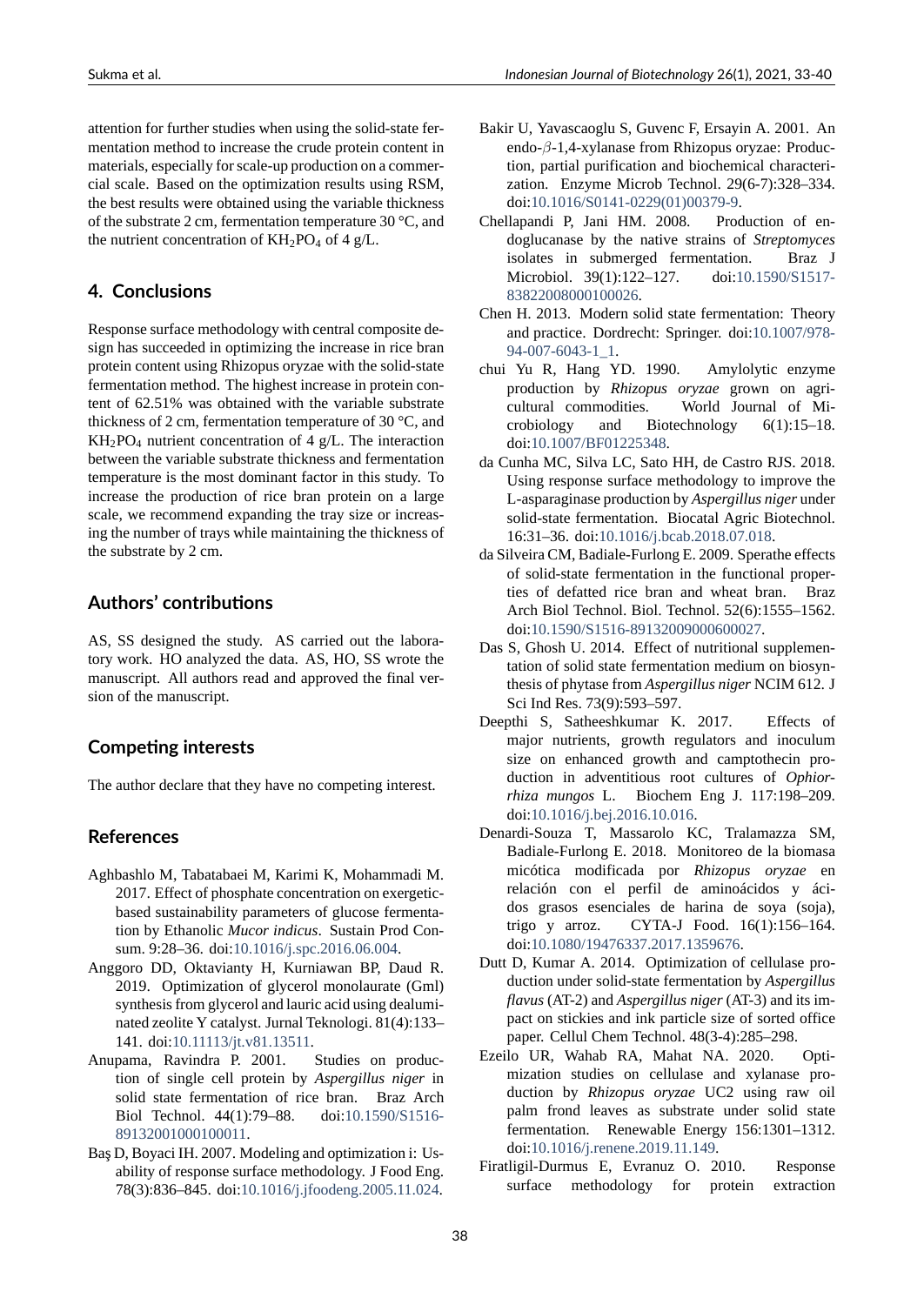attention for further studies when using the solid-state fermentation method to increase the crude protein content in materials, especially for scale-up production on a commercial scale. Based on the optimization results using RSM, the best results were obtained using the variable thickness of the substrate 2 cm, fermentation temperature 30 °C, and the nutrient concentration of $KH_2PO_4$ of 4 g/L.

## 4. Conclusions

Response surface methodology with central composite design has succeeded in optimizing the increase in rice bran protein content using Rhizopus oryzae with the solid-state fermentation method. The highest increase in protein content of 62.51% was obtained with the variable substrate thickness of 2 cm, fermentation temperature of 30 °C, and $KH_2PO_4$ nutrient concentration of 4 g/L. The interaction between the variable substrate thickness and fermentation temperature is the most dominant factor in this study. To increase the production of rice bran protein on a large scale, we recommend expanding the tray size or increasing the number of trays while maintaining the thickness of the substrate by 2 cm.

## Authors' contributions

AS, SS designed the study. AS carried out the laboratory work. HO analyzed the data. AS, HO, SS wrote the manuscript. All authors read and approved the final version of the manuscript.

## Competing interests

The author declare that they have no competing interest.

## References

Aghbashlo M, Tabatabaei M, Karimi K, Mohammadi M. 2017. Effect of phosphate concentration on exergetic-based sustainability parameters of glucose fermentation by Ethanolic *Mucor indicus*. Sustain Prod Consum. 9:28–36. doi:10.1016/j.spc.2016.06.004.

Anggoro DD, Oktavianty H, Kurniawan BP, Daud R. 2019. Optimization of glycerol monolaurate (Gml) synthesis from glycerol and lauric acid using dealuminated zeolite Y catalyst. Jurnal Teknologi. 81(4):133–141. doi:10.11113/jt.v81.13511.

Anupama, Ravindra P. 2001. Studies on production of single cell protein by *Aspergillus niger* in solid state fermentation of rice bran. Braz Arch Biol Technol. 44(1):79–88. doi:10.1590/S1516-89132001000100011.

Baş D, Boyaci IH. 2007. Modeling and optimization i: Usability of response surface methodology. J Food Eng. 78(3):836–845. doi:10.1016/j.jfoodeng.2005.11.024.

Bakir U, Yavascaoglu S, Guvenc F, Ersayin A. 2001. An endo-$\beta$-1,4-xylanase from Rhizopus oryzae: Production, partial purification and biochemical characterization. Enzyme Microb Technol. 29(6-7):328–334. doi:10.1016/S0141-0229(01)00379-9.

Chellapandi P, Jani HM. 2008. Production of endoglucanase by the native strains of *Streptomyces* isolates in submerged fermentation. Braz J Microbiol. 39(1):122–127. doi:10.1590/S1517-83822008000100026.

Chen H. 2013. Modern solid state fermentation: Theory and practice. Dordrecht: Springer. doi:10.1007/978-94-007-6043-1_1.

chui Yu R, Hang YD. 1990. Amylolytic enzyme production by *Rhizopus oryzae* grown on agricultural commodities. World Journal of Microbiology and Biotechnology 6(1):15–18. doi:10.1007/BF01225348.

da Cunha MC, Silva LC, Sato HH, de Castro RJS. 2018. Using response surface methodology to improve the L-asparaginase production by *Aspergillus niger* under solid-state fermentation. Biocatal Agric Biotechnol. 16:31–36. doi:10.1016/j.bcab.2018.07.018.

da Silveira CM, Badiale-Furlong E. 2009. Sperathe effects of solid-state fermentation in the functional properties of defatted rice bran and wheat bran. Braz Arch Biol Technol. Biol. Technol. 52(6):1555–1562. doi:10.1590/S1516-89132009000600027.

Das S, Ghosh U. 2014. Effect of nutritional supplementation of solid state fermentation medium on biosynthesis of phytase from *Aspergillus niger* NCIM 612. J Sci Ind Res. 73(9):593–597.

Deepthi S, Satheeshkumar K. 2017. Effects of major nutrients, growth regulators and inoculum size on enhanced growth and camptothecin production in adventitious root cultures of *Ophiorrhiza mungos* L. Biochem Eng J. 117:198–209. doi:10.1016/j.bej.2016.10.016.

Denardi-Souza T, Massarolo KC, Tralamazza SM, Badiale-Furlong E. 2018. Monitoreo de la biomasa micótica modificada por *Rhizopus oryzae* en relación con el perfil de aminoácidos y ácidos grasos esenciales de harina de soya (soja), trigo y arroz. CYTA-J Food. 16(1):156–164. doi:10.1080/19476337.2017.1359676.

Dutt D, Kumar A. 2014. Optimization of cellulase production under solid-state fermentation by *Aspergillus flavus* (AT-2) and *Aspergillus niger* (AT-3) and its impact on stickies and ink particle size of sorted office paper. Cellul Chem Technol. 48(3-4):285–298.

Ezeilo UR, Wahab RA, Mahat NA. 2020. Optimization studies on cellulase and xylanase production by *Rhizopus oryzae* UC2 using raw oil palm frond leaves as substrate under solid state fermentation. Renewable Energy 156:1301–1312. doi:10.1016/j.renene.2019.11.149.

Firatligil-Durmus E, Evranuz O. 2010. Response surface methodology for protein extraction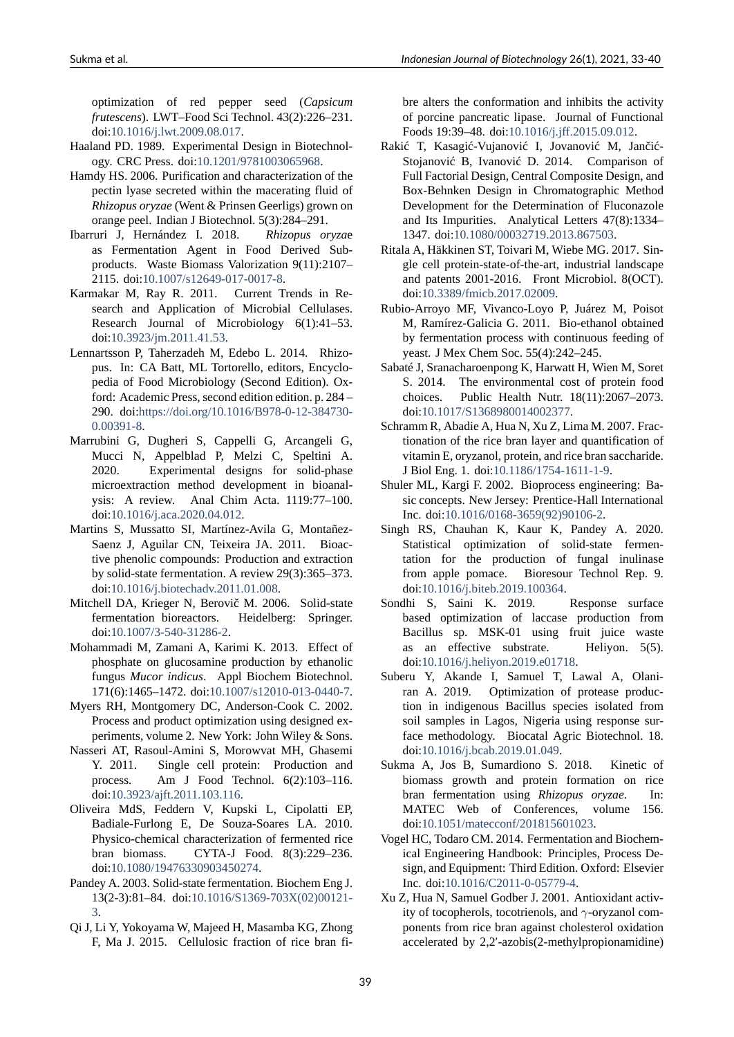optimization of red pepper seed (*Capsicum frutescens*). LWT–Food Sci Technol. 43(2):226–231. doi:10.1016/j.lwt.2009.08.017.

Haaland PD. 1989. Experimental Design in Biotechnology. CRC Press. doi:10.1201/9781003065968.

Hamdy HS. 2006. Purification and characterization of the pectin lyase secreted within the macerating fluid of *Rhizopus oryzae* (Went & Prinsen Geerligs) grown on orange peel. Indian J Biotechnol. 5(3):284–291.

Ibarruri J, Hernández I. 2018. *Rhizopus oryzae* as Fermentation Agent in Food Derived Subproducts. Waste Biomass Valorization 9(11):2107–2115. doi:10.1007/s12649-017-0017-8.

Karmakar M, Ray R. 2011. Current Trends in Research and Application of Microbial Cellulases. Research Journal of Microbiology 6(1):41–53. doi:10.3923/jm.2011.41.53.

Lennartsson P, Taherzadeh M, Edebo L. 2014. Rhizopus. In: CA Batt, ML Tortorello, editors, Encyclopedia of Food Microbiology (Second Edition). Oxford: Academic Press, second edition edition. p. 284 – 290. doi:https://doi.org/10.1016/B978-0-12-384730-0.00391-8.

Marrubini G, Dugheri S, Cappelli G, Arcangeli G, Mucci N, Appelblad P, Melzi C, Speltini A. 2020. Experimental designs for solid-phase microextraction method development in bioanalysis: A review. Anal Chim Acta. 1119:77–100. doi:10.1016/j.aca.2020.04.012.

Martins S, Mussatto SI, Martínez-Avila G, Montañez-Saenz J, Aguilar CN, Teixeira JA. 2011. Bioactive phenolic compounds: Production and extraction by solid-state fermentation. A review 29(3):365–373. doi:10.1016/j.biotechadv.2011.01.008.

Mitchell DA, Krieger N, Berovič M. 2006. Solid-state fermentation bioreactors. Heidelberg: Springer. doi:10.1007/3-540-31286-2.

Mohammadi M, Zamani A, Karimi K. 2013. Effect of phosphate on glucosamine production by ethanolic fungus *Mucor indicus*. Appl Biochem Biotechnol. 171(6):1465–1472. doi:10.1007/s12010-013-0440-7.

Myers RH, Montgomery DC, Anderson-Cook C. 2002. Process and product optimization using designed experiments, volume 2. New York: John Wiley & Sons.

Nasseri AT, Rasoul-Amini S, Morowvat MH, Ghasemi Y. 2011. Single cell protein: Production and process. Am J Food Technol. 6(2):103–116. doi:10.3923/ajft.2011.103.116.

Oliveira MdS, Feddern V, Kupski L, Cipolatti EP, Badiale-Furlong E, de Souza-Soares LA. 2010. Physico-chemical characterization of fermented rice bran biomass. CYTA-J Food. 8(3):229–236. doi:10.1080/19476330903450274.

Pandey A. 2003. Solid-state fermentation. Biochem Eng J. 13(2-3):81–84. doi:10.1016/S1369-703X(02)00121-3.

Qi J, Li Y, Yokoyama W, Majeed H, Masamba KG, Zhong F, Ma J. 2015. Cellulosic fraction of rice bran fibre alters the conformation and inhibits the activity of porcine pancreatic lipase. Journal of Functional Foods 19:39–48. doi:10.1016/j.jff.2015.09.012.

Rakić T, Kasagić-Vujanović I, Jovanović M, Jančić-Stojanović B, Ivanović D. 2014. Comparison of Full Factorial Design, Central Composite Design, and Box-Behnken Design in Chromatographic Method Development for the Determination of Fluconazole and Its Impurities. Analytical Letters 47(8):1334–1347. doi:10.1080/00032719.2013.867503.

Ritala A, Häkkinen ST, Toivari M, Wiebe MG. 2017. Single cell protein-state-of-the-art, industrial landscape and patents 2001-2016. Front Microbiol. 8(OCT). doi:10.3389/fmicb.2017.02009.

Rubio-Arroyo MF, Vivanco-Loyo P, Juárez M, Poisot M, Ramírez-Galicia G. 2011. Bio-ethanol obtained by fermentation process with continuous feeding of yeast. J Mex Chem Soc. 55(4):242–245.

Sabaté J, Sranacharoenpong K, Harwatt H, Wien M, Soret S. 2014. The environmental cost of protein food choices. Public Health Nutr. 18(11):2067–2073. doi:10.1017/S1368980014002377.

Schramm R, Abadie A, Hua N, Xu Z, Lima M. 2007. Fractionation of the rice bran layer and quantification of vitamin E, oryzanol, protein, and rice bran saccharide. J Biol Eng. 1. doi:10.1186/1754-1611-1-9.

Shuler ML, Kargi F. 2002. Bioprocess engineering: Basic concepts. New Jersey: Prentice-Hall International Inc. doi:10.1016/0168-3659(92)90106-2.

Singh RS, Chauhan K, Kaur K, Pandey A. 2020. Statistical optimization of solid-state fermentation for the production of fungal inulinase from apple pomace. Bioresour Technol Rep. 9. doi:10.1016/j.biteb.2019.100364.

Sondhi S, Saini K. 2019. Response surface based optimization of laccase production from Bacillus sp. MSK-01 using fruit juice waste as an effective substrate. Heliyon. 5(5). doi:10.1016/j.heliyon.2019.e01718.

Suberu Y, Akande I, Samuel T, Lawal A, Olaniran A. 2019. Optimization of protease production in indigenous Bacillus species isolated from soil samples in Lagos, Nigeria using response surface methodology. Biocatal Agric Biotechnol. 18. doi:10.1016/j.bcab.2019.01.049.

Sukma A, Jos B, Sumardiono S. 2018. Kinetic of biomass growth and protein formation on rice bran fermentation using *Rhizopus oryzae*. In: MATEC Web of Conferences, volume 156. doi:10.1051/matecconf/201815601023.

Vogel HC, Todaro CM. 2014. Fermentation and Biochemical Engineering Handbook: Principles, Process Design, and Equipment: Third Edition. Oxford: Elsevier Inc. doi:10.1016/C2011-0-05779-4.

Xu Z, Hua N, Samuel Godber J. 2001. Antioxidant activity of tocopherols, tocotrienols, and $\gamma$-oryzanol components from rice bran against cholesterol oxidation accelerated by 2,2′-azobis(2-methylpropionamidine)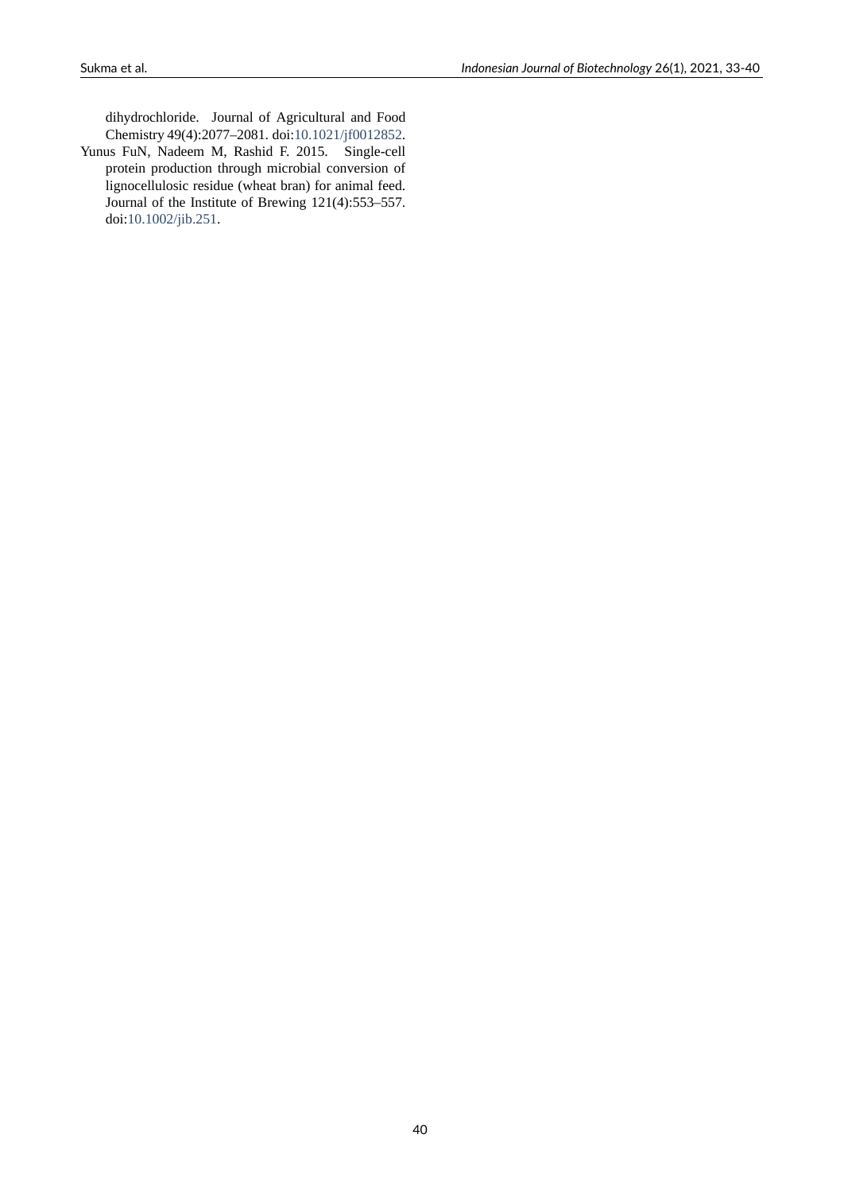dihydrochloride. Journal of Agricultural and Food Chemistry 49(4):2077–2081. doi:10.1021/jf0012852.

Yunus FuN, Nadeem M, Rashid F. 2015. Single-cell protein production through microbial conversion of lignocellulosic residue (wheat bran) for animal feed. Journal of the Institute of Brewing 121(4):553–557. doi:10.1002/jib.251.